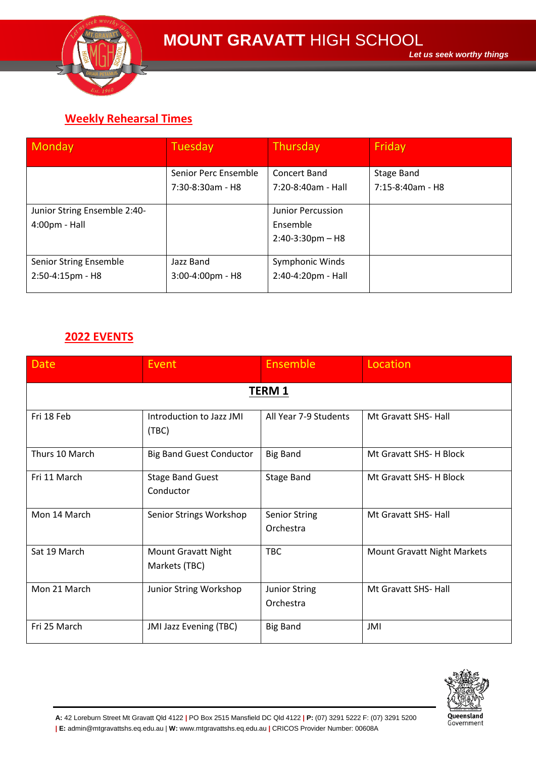# MOUNT GRAVATT HIGH SCHOOL

*Let us seek worthy things*

## Weekly Rehearsal Times

| Monday | Tuesday | Thursday | Friday |
|---|---|---|---|
| | Senior Perc Ensemble 7:30-8:30am - H8 | Concert Band 7:20-8:40am - Hall | Stage Band 7:15-8:40am - H8 |
| Junior String Ensemble 2:40-4:00pm - Hall | | Junior Percussion Ensemble 2:40-3:30pm – H8 | |
| Senior String Ensemble 2:50-4:15pm - H8 | Jazz Band 3:00-4:00pm - H8 | Symphonic Winds 2:40-4:20pm - Hall | |

## 2022 EVENTS

| Date | Event | Ensemble | Location |
|---|---|---|---|
| **TERM 1** | | | |
| Fri 18 Feb | Introduction to Jazz JMI (TBC) | All Year 7-9 Students | Mt Gravatt SHS- Hall |
| Thurs 10 March | Big Band Guest Conductor | Big Band | Mt Gravatt SHS- H Block |
| Fri 11 March | Stage Band Guest Conductor | Stage Band | Mt Gravatt SHS- H Block |
| Mon 14 March | Senior Strings Workshop | Senior String Orchestra | Mt Gravatt SHS- Hall |
| Sat 19 March | Mount Gravatt Night Markets (TBC) | TBC | Mount Gravatt Night Markets |
| Mon 21 March | Junior String Workshop | Junior String Orchestra | Mt Gravatt SHS- Hall |
| Fri 25 March | JMI Jazz Evening (TBC) | Big Band | JMI |

**A:** 42 Loreburn Street Mt Gravatt Qld 4122 | PO Box 2515 Mansfield DC Qld 4122 | **P:** (07) 3291 5222 F: (07) 3291 5200 | **E:** admin@mtgravattshs.eq.edu.au | **W:** www.mtgravattshs.eq.edu.au | CRICOS Provider Number: 00608A

Queensland Government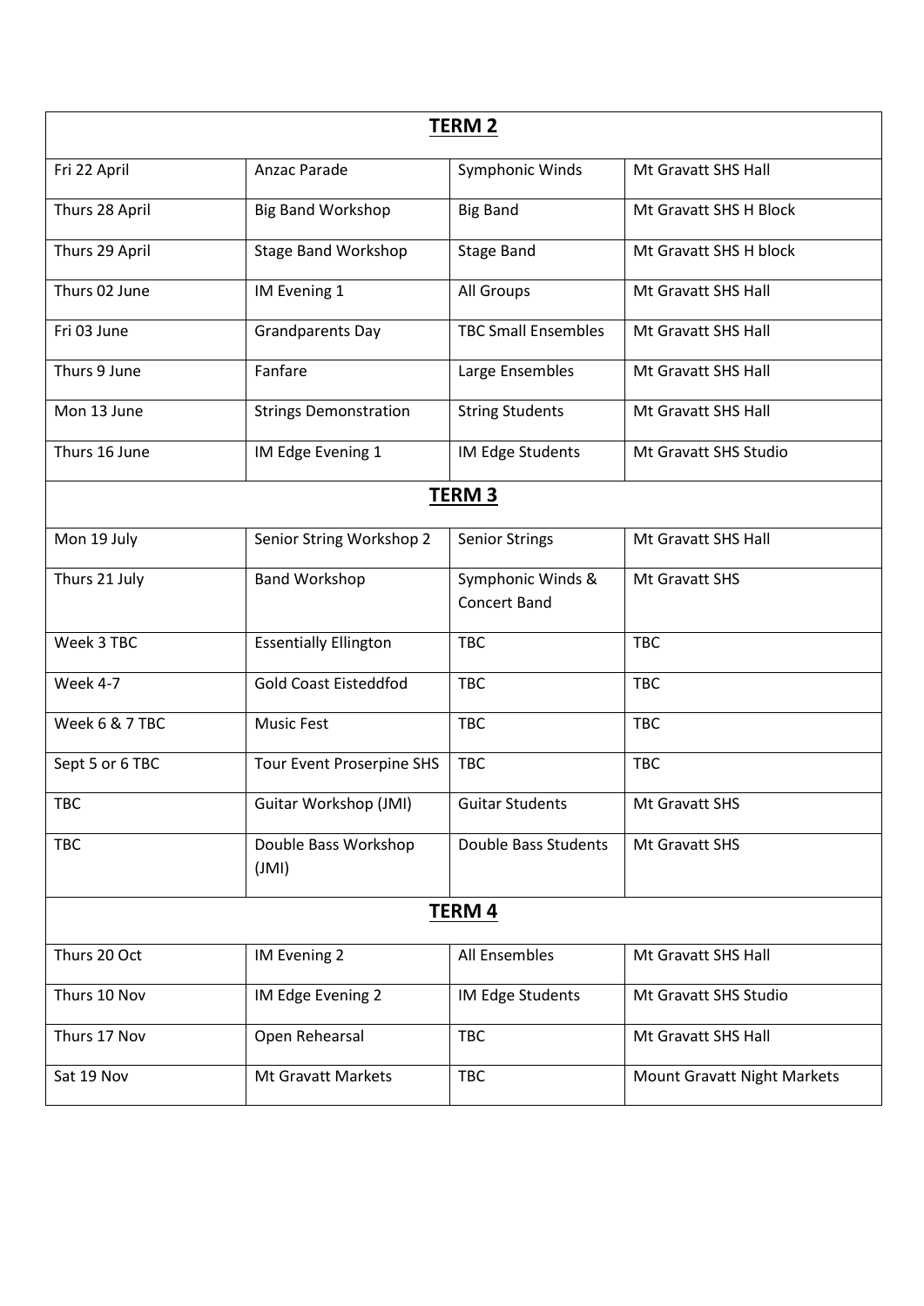| | | | |
|---|---|---|---|
| **TERM 2** | | | |
| Fri 22 April | Anzac Parade | Symphonic Winds | Mt Gravatt SHS Hall |
| Thurs 28 April | Big Band Workshop | Big Band | Mt Gravatt SHS H Block |
| Thurs 29 April | Stage Band Workshop | Stage Band | Mt Gravatt SHS H block |
| Thurs 02 June | IM Evening 1 | All Groups | Mt Gravatt SHS Hall |
| Fri 03 June | Grandparents Day | TBC Small Ensembles | Mt Gravatt SHS Hall |
| Thurs 9 June | Fanfare | Large Ensembles | Mt Gravatt SHS Hall |
| Mon 13 June | Strings Demonstration | String Students | Mt Gravatt SHS Hall |
| Thurs 16 June | IM Edge Evening 1 | IM Edge Students | Mt Gravatt SHS Studio |
| **TERM 3** | | | |
| Mon 19 July | Senior String Workshop 2 | Senior Strings | Mt Gravatt SHS Hall |
| Thurs 21 July | Band Workshop | Symphonic Winds & Concert Band | Mt Gravatt SHS |
| Week 3 TBC | Essentially Ellington | TBC | TBC |
| Week 4-7 | Gold Coast Eisteddfod | TBC | TBC |
| Week 6 & 7 TBC | Music Fest | TBC | TBC |
| Sept 5 or 6 TBC | Tour Event Proserpine SHS | TBC | TBC |
| TBC | Guitar Workshop (JMI) | Guitar Students | Mt Gravatt SHS |
| TBC | Double Bass Workshop (JMI) | Double Bass Students | Mt Gravatt SHS |
| **TERM 4** | | | |
| Thurs 20 Oct | IM Evening 2 | All Ensembles | Mt Gravatt SHS Hall |
| Thurs 10 Nov | IM Edge Evening 2 | IM Edge Students | Mt Gravatt SHS Studio |
| Thurs 17 Nov | Open Rehearsal | TBC | Mt Gravatt SHS Hall |
| Sat 19 Nov | Mt Gravatt Markets | TBC | Mount Gravatt Night Markets |